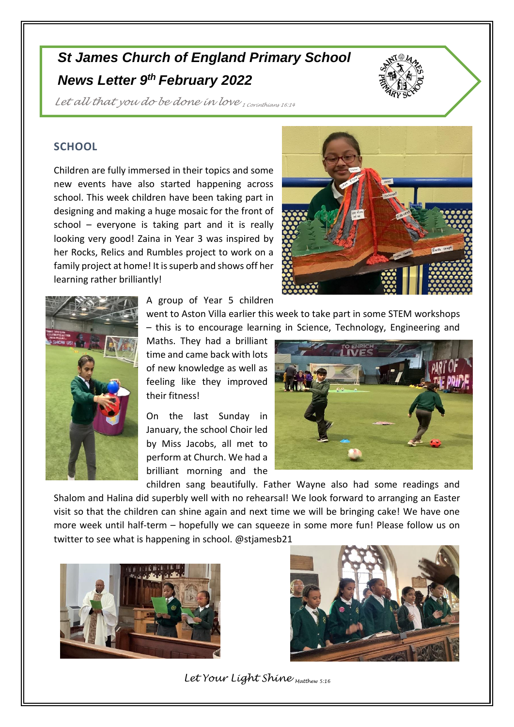# St James Church of England Primary School

## News Letter 9th February 2022

*Let all that you do be done in love* 1 Corinthians 16:14

## SCHOOL

Children are fully immersed in their topics and some new events have also started happening across school. This week children have been taking part in designing and making a huge mosaic for the front of school – everyone is taking part and it is really looking very good! Zaina in Year 3 was inspired by her Rocks, Relics and Rumbles project to work on a family project at home! It is superb and shows off her learning rather brilliantly!

A group of Year 5 children went to Aston Villa earlier this week to take part in some STEM workshops – this is to encourage learning in Science, Technology, Engineering and Maths. They had a brilliant time and came back with lots of new knowledge as well as feeling like they improved their fitness!

On the last Sunday in January, the school Choir led by Miss Jacobs, all met to perform at Church. We had a brilliant morning and the children sang beautifully. Father Wayne also had some readings and Shalom and Halina did superbly well with no rehearsal! We look forward to arranging an Easter visit so that the children can shine again and next time we will be bringing cake! We have one more week until half-term – hopefully we can squeeze in some more fun! Please follow us on twitter to see what is happening in school. @stjamesb21

*Let Your Light Shine* Matthew 5:16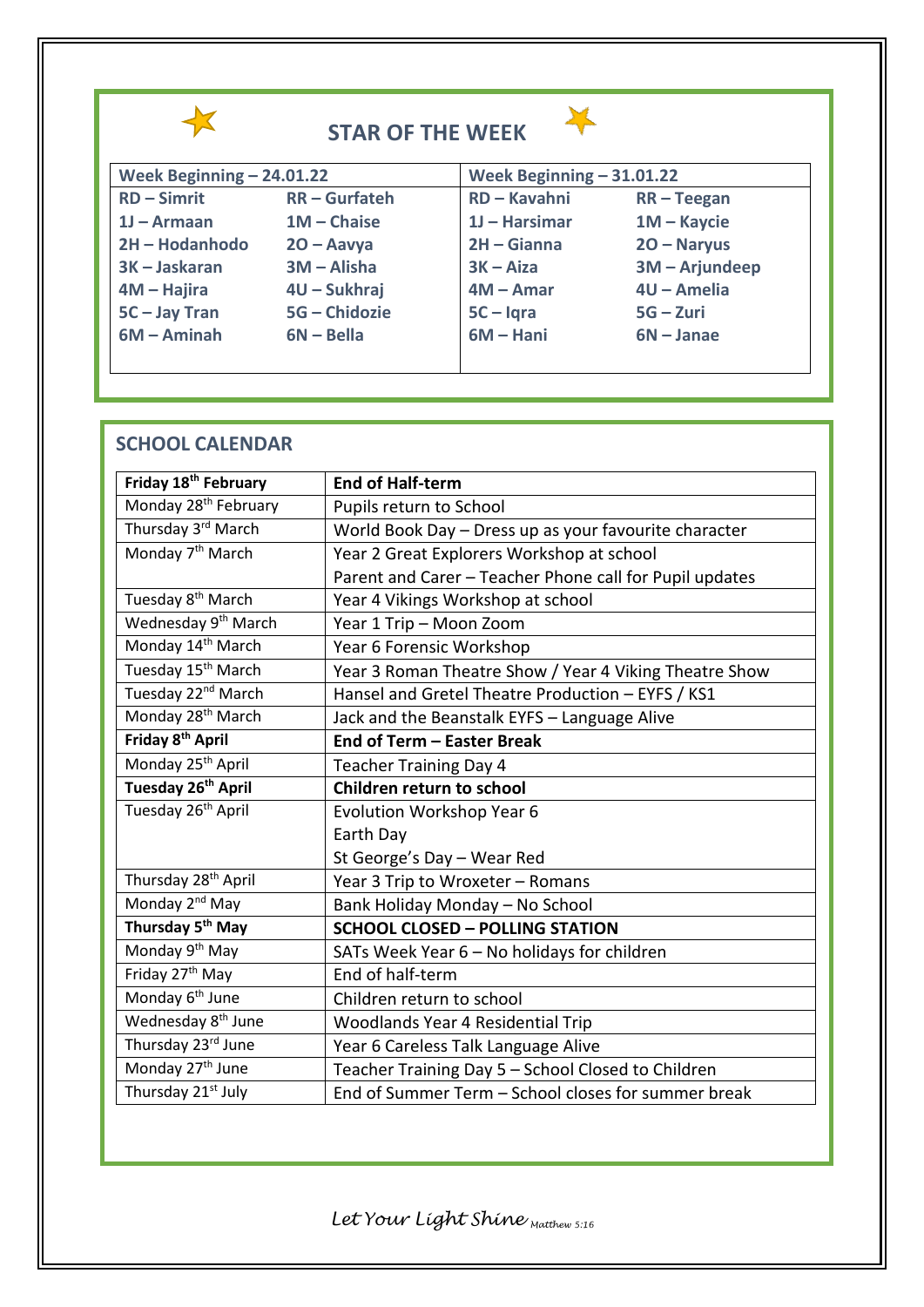## STAR OF THE WEEK

| Week Beginning – 24.01.22 | | Week Beginning – 31.01.22 | |
|---|---|---|---|
| RD – Simrit | RR – Gurfateh | RD – Kavahni | RR – Teegan |
| 1J – Armaan | 1M – Chaise | 1J – Harsimar | 1M – Kaycie |
| 2H – Hodanhodo | 2O – Aavya | 2H – Gianna | 2O – Naryus |
| 3K – Jaskaran | 3M – Alisha | 3K – Aiza | 3M – Arjundeep |
| 4M – Hajira | 4U – Sukhraj | 4M – Amar | 4U – Amelia |
| 5C – Jay Tran | 5G – Chidozie | 5C – Iqra | 5G – Zuri |
| 6M – Aminah | 6N – Bella | 6M – Hani | 6N – Janae |

## SCHOOL CALENDAR

| | |
|---|---|
| **Friday 18th February** | **End of Half-term** |
| Monday 28th February | Pupils return to School |
| Thursday 3rd March | World Book Day – Dress up as your favourite character |
| Monday 7th March | Year 2 Great Explorers Workshop at school<br>Parent and Carer – Teacher Phone call for Pupil updates |
| Tuesday 8th March | Year 4 Vikings Workshop at school |
| Wednesday 9th March | Year 1 Trip – Moon Zoom |
| Monday 14th March | Year 6 Forensic Workshop |
| Tuesday 15th March | Year 3 Roman Theatre Show / Year 4 Viking Theatre Show |
| Tuesday 22nd March | Hansel and Gretel Theatre Production – EYFS / KS1 |
| Monday 28th March | Jack and the Beanstalk EYFS – Language Alive |
| **Friday 8th April** | **End of Term – Easter Break** |
| Monday 25th April | Teacher Training Day 4 |
| **Tuesday 26th April** | **Children return to school** |
| Tuesday 26th April | Evolution Workshop Year 6<br>Earth Day<br>St George's Day – Wear Red |
| Thursday 28th April | Year 3 Trip to Wroxeter – Romans |
| Monday 2nd May | Bank Holiday Monday – No School |
| **Thursday 5th May** | **SCHOOL CLOSED – POLLING STATION** |
| Monday 9th May | SATs Week Year 6 – No holidays for children |
| Friday 27th May | End of half-term |
| Monday 6th June | Children return to school |
| Wednesday 8th June | Woodlands Year 4 Residential Trip |
| Thursday 23rd June | Year 6 Careless Talk Language Alive |
| Monday 27th June | Teacher Training Day 5 – School Closed to Children |
| Thursday 21st July | End of Summer Term – School closes for summer break |

*Let Your Light Shine* Matthew 5:16